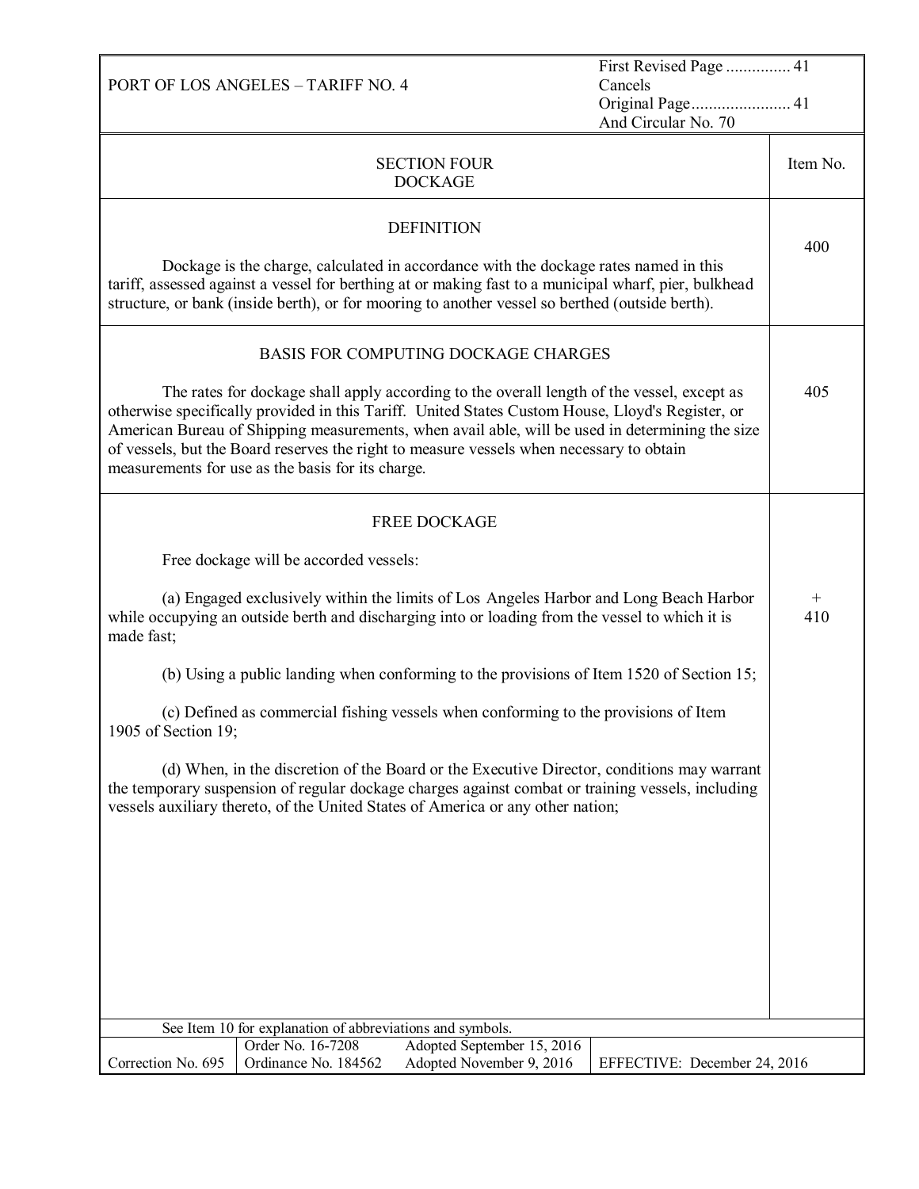PORT OF LOS ANGELES – TARIFF NO. 4

First Revised Page ............... 41
Cancels
Original Page....................... 41
And Circular No. 70

| SECTION FOUR<br>DOCKAGE | Item No. |
|---|---|
| **DEFINITION**<br><br>Dockage is the charge, calculated in accordance with the dockage rates named in this tariff, assessed against a vessel for berthing at or making fast to a municipal wharf, pier, bulkhead structure, or bank (inside berth), or for mooring to another vessel so berthed (outside berth). | 400 |
| **BASIS FOR COMPUTING DOCKAGE CHARGES**<br><br>The rates for dockage shall apply according to the overall length of the vessel, except as otherwise specifically provided in this Tariff. United States Custom House, Lloyd's Register, or American Bureau of Shipping measurements, when avail able, will be used in determining the size of vessels, but the Board reserves the right to measure vessels when necessary to obtain measurements for use as the basis for its charge. | 405 |
| **FREE DOCKAGE**<br><br>Free dockage will be accorded vessels:<br><br>(a) Engaged exclusively within the limits of Los Angeles Harbor and Long Beach Harbor while occupying an outside berth and discharging into or loading from the vessel to which it is made fast;<br><br>(b) Using a public landing when conforming to the provisions of Item 1520 of Section 15;<br><br>(c) Defined as commercial fishing vessels when conforming to the provisions of Item 1905 of Section 19;<br><br>(d) When, in the discretion of the Board or the Executive Director, conditions may warrant the temporary suspension of regular dockage charges against combat or training vessels, including vessels auxiliary thereto, of the United States of America or any other nation; | +<br>410 |

See Item 10 for explanation of abbreviations and symbols.

| Correction No. 695 | Order No. 16-7208<br>Ordinance No. 184562 | Adopted September 15, 2016<br>Adopted November 9, 2016 | EFFECTIVE: December 24, 2016 |
|---|---|---|---|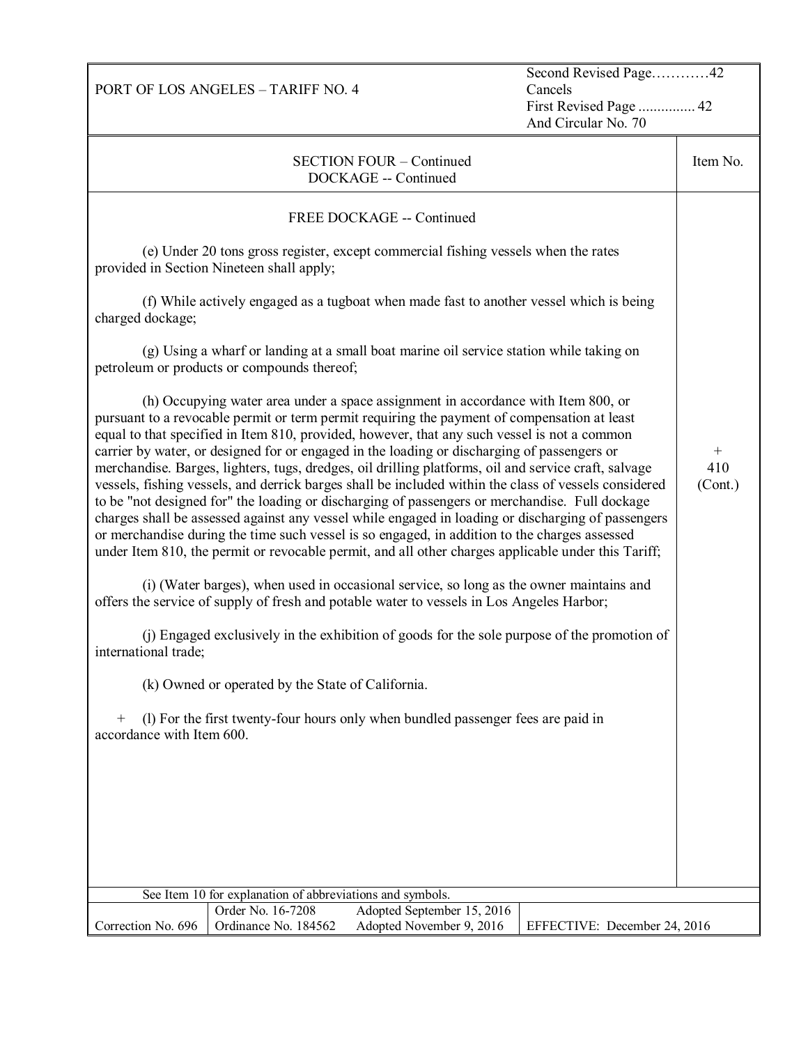SECTION FOUR – Continued
DOCKAGE -- Continued

Item No. + 410 (Cont.)

FREE DOCKAGE -- Continued

(e) Under 20 tons gross register, except commercial fishing vessels when the rates provided in Section Nineteen shall apply;

(f) While actively engaged as a tugboat when made fast to another vessel which is being charged dockage;

(g) Using a wharf or landing at a small boat marine oil service station while taking on petroleum or products or compounds thereof;

(h) Occupying water area under a space assignment in accordance with Item 800, or pursuant to a revocable permit or term permit requiring the payment of compensation at least equal to that specified in Item 810, provided, however, that any such vessel is not a common carrier by water, or designed for or engaged in the loading or discharging of passengers or merchandise. Barges, lighters, tugs, dredges, oil drilling platforms, oil and service craft, salvage vessels, fishing vessels, and derrick barges shall be included within the class of vessels considered to be "not designed for" the loading or discharging of passengers or merchandise. Full dockage charges shall be assessed against any vessel while engaged in loading or discharging of passengers or merchandise during the time such vessel is so engaged, in addition to the charges assessed under Item 810, the permit or revocable permit, and all other charges applicable under this Tariff;

(i) (Water barges), when used in occasional service, so long as the owner maintains and offers the service of supply of fresh and potable water to vessels in Los Angeles Harbor;

(j) Engaged exclusively in the exhibition of goods for the sole purpose of the promotion of international trade;

(k) Owned or operated by the State of California.

\+ (l) For the first twenty-four hours only when bundled passenger fees are paid in accordance with Item 600.

See Item 10 for explanation of abbreviations and symbols.

| Correction No. 696 | Order No. 16-7208<br>Ordinance No. 184562 | Adopted September 15, 2016<br>Adopted November 9, 2016 | EFFECTIVE: December 24, 2016 |
|---|---|---|---|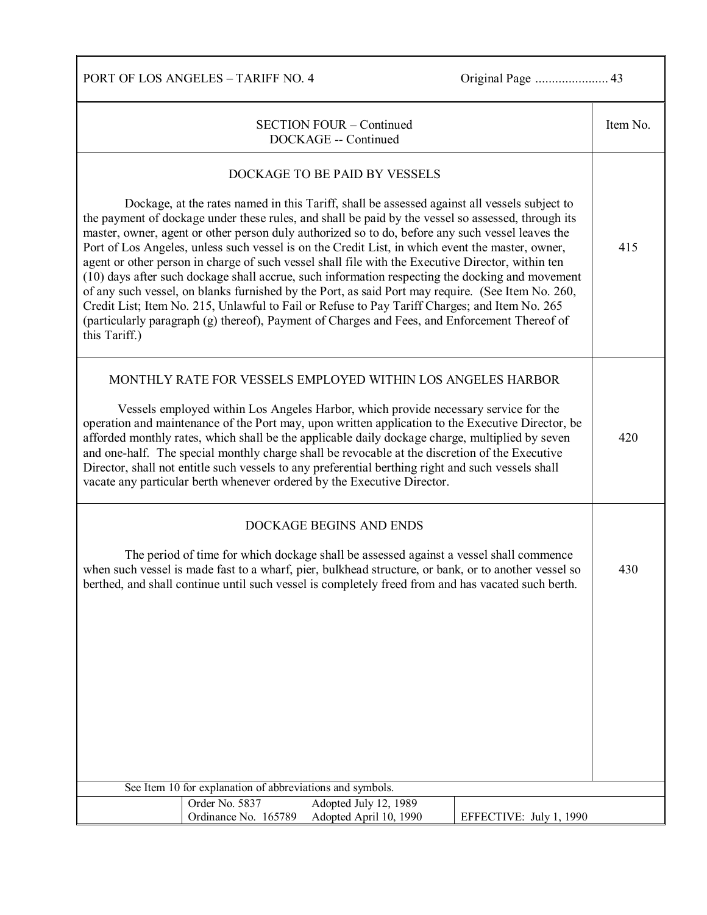## SECTION FOUR – Continued
## DOCKAGE -- Continued

### DOCKAGE TO BE PAID BY VESSELS

**Item No. 415**

Dockage, at the rates named in this Tariff, shall be assessed against all vessels subject to the payment of dockage under these rules, and shall be paid by the vessel so assessed, through its master, owner, agent or other person duly authorized so to do, before any such vessel leaves the Port of Los Angeles, unless such vessel is on the Credit List, in which event the master, owner, agent or other person in charge of such vessel shall file with the Executive Director, within ten (10) days after such dockage shall accrue, such information respecting the docking and movement of any such vessel, on blanks furnished by the Port, as said Port may require. (See Item No. 260, Credit List; Item No. 215, Unlawful to Fail or Refuse to Pay Tariff Charges; and Item No. 265 (particularly paragraph (g) thereof), Payment of Charges and Fees, and Enforcement Thereof of this Tariff.)

### MONTHLY RATE FOR VESSELS EMPLOYED WITHIN LOS ANGELES HARBOR

**Item No. 420**

Vessels employed within Los Angeles Harbor, which provide necessary service for the operation and maintenance of the Port may, upon written application to the Executive Director, be afforded monthly rates, which shall be the applicable daily dockage charge, multiplied by seven and one-half. The special monthly charge shall be revocable at the discretion of the Executive Director, shall not entitle such vessels to any preferential berthing right and such vessels shall vacate any particular berth whenever ordered by the Executive Director.

### DOCKAGE BEGINS AND ENDS

**Item No. 430**

The period of time for which dockage shall be assessed against a vessel shall commence when such vessel is made fast to a wharf, pier, bulkhead structure, or bank, or to another vessel so berthed, and shall continue until such vessel is completely freed from and has vacated such berth.

See Item 10 for explanation of abbreviations and symbols.

| Order No. 5837 | Adopted July 12, 1989 | |
|---|---|---|
| Ordinance No. 165789 | Adopted April 10, 1990 | EFFECTIVE: July 1, 1990 |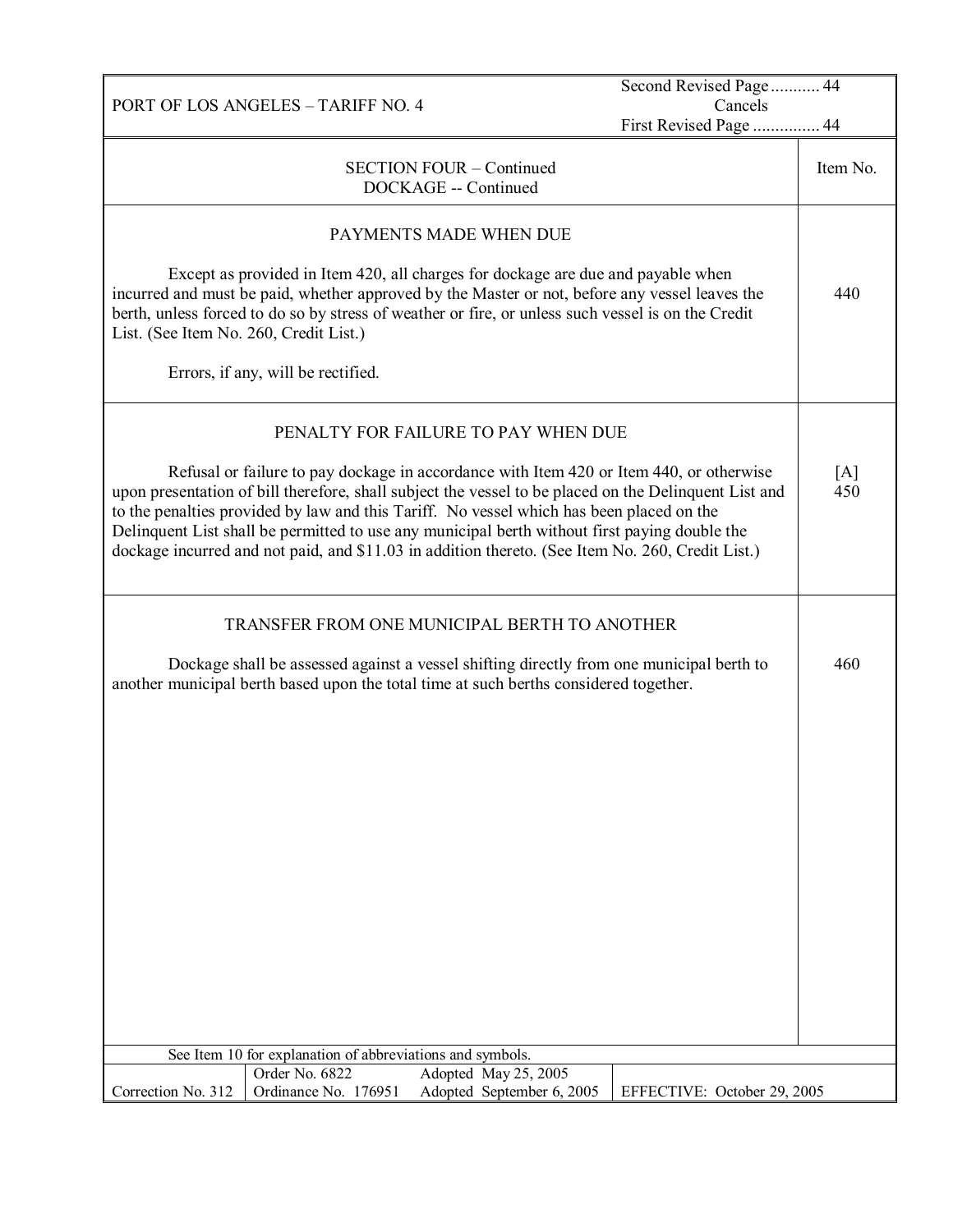PORT OF LOS ANGELES – TARIFF NO. 4

Second Revised Page ........... 44
Cancels
First Revised Page ............... 44

| SECTION FOUR – Continued<br>DOCKAGE -- Continued | Item No. |
|---|---|
| **PAYMENTS MADE WHEN DUE**<br><br>Except as provided in Item 420, all charges for dockage are due and payable when incurred and must be paid, whether approved by the Master or not, before any vessel leaves the berth, unless forced to do so by stress of weather or fire, or unless such vessel is on the Credit List. (See Item No. 260, Credit List.)<br><br>Errors, if any, will be rectified. | 440 |
| **PENALTY FOR FAILURE TO PAY WHEN DUE**<br><br>Refusal or failure to pay dockage in accordance with Item 420 or Item 440, or otherwise upon presentation of bill therefore, shall subject the vessel to be placed on the Delinquent List and to the penalties provided by law and this Tariff. No vessel which has been placed on the Delinquent List shall be permitted to use any municipal berth without first paying double the dockage incurred and not paid, and $11.03 in addition thereto. (See Item No. 260, Credit List.) | [A] 450 |
| **TRANSFER FROM ONE MUNICIPAL BERTH TO ANOTHER**<br><br>Dockage shall be assessed against a vessel shifting directly from one municipal berth to another municipal berth based upon the total time at such berths considered together. | 460 |

See Item 10 for explanation of abbreviations and symbols.

| Correction No. 312 | Order No. 6822<br>Ordinance No. 176951 | Adopted May 25, 2005<br>Adopted September 6, 2005 | EFFECTIVE: October 29, 2005 |
|---|---|---|---|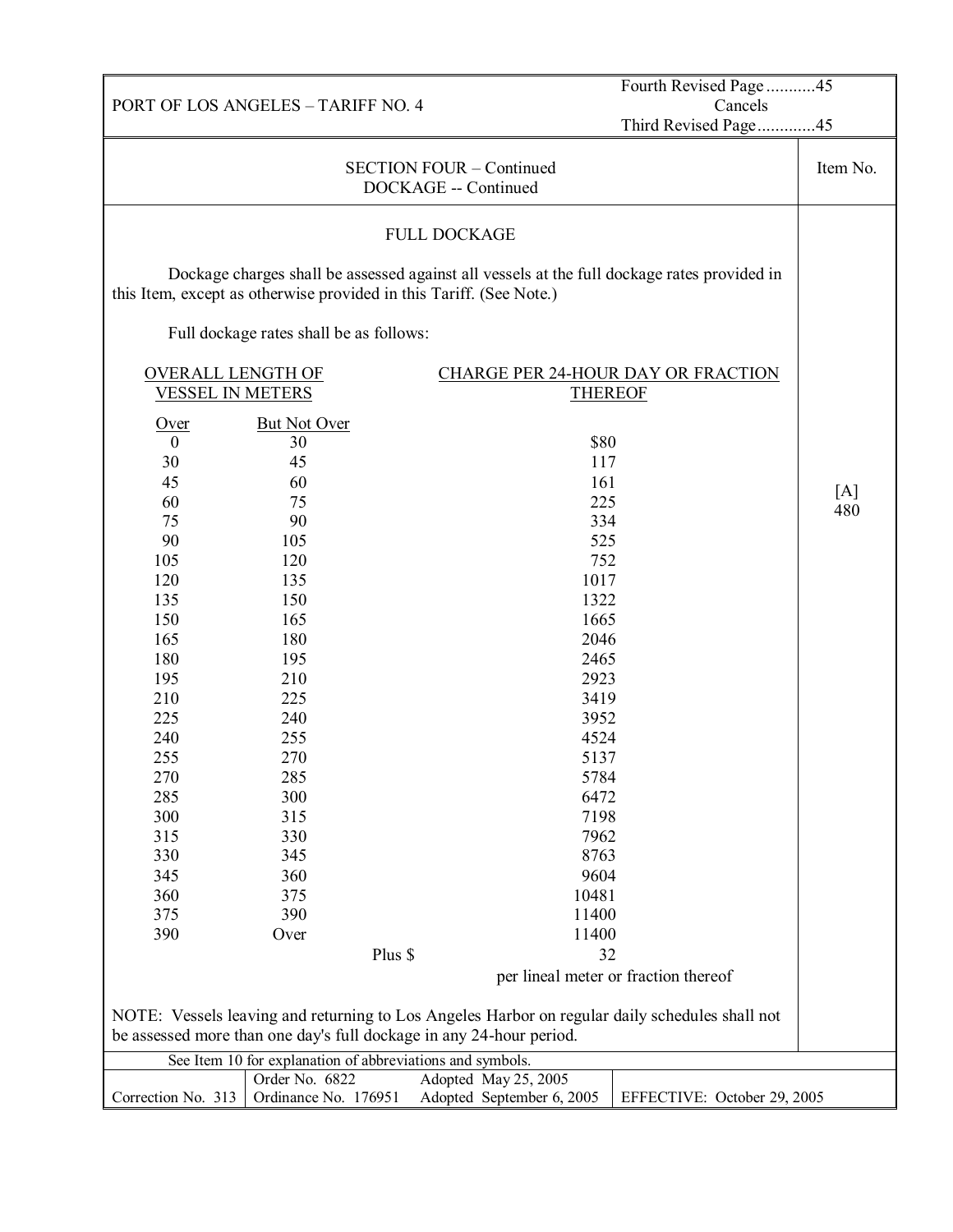PORT OF LOS ANGELES – TARIFF NO. 4

Fourth Revised Page ...........45
Cancels
Third Revised Page.............45

SECTION FOUR – Continued
DOCKAGE -- Continued

Item No. [A] 480

## FULL DOCKAGE

Dockage charges shall be assessed against all vessels at the full dockage rates provided in this Item, except as otherwise provided in this Tariff. (See Note.)

Full dockage rates shall be as follows:

| OVERALL LENGTH OF VESSEL IN METERS | | CHARGE PER 24-HOUR DAY OR FRACTION THEREOF |
|---|---|---|
| Over | But Not Over | |
| 0 | 30 | $80 |
| 30 | 45 | 117 |
| 45 | 60 | 161 |
| 60 | 75 | 225 |
| 75 | 90 | 334 |
| 90 | 105 | 525 |
| 105 | 120 | 752 |
| 120 | 135 | 1017 |
| 135 | 150 | 1322 |
| 150 | 165 | 1665 |
| 165 | 180 | 2046 |
| 180 | 195 | 2465 |
| 195 | 210 | 2923 |
| 210 | 225 | 3419 |
| 225 | 240 | 3952 |
| 240 | 255 | 4524 |
| 255 | 270 | 5137 |
| 270 | 285 | 5784 |
| 285 | 300 | 6472 |
| 300 | 315 | 7198 |
| 315 | 330 | 7962 |
| 330 | 345 | 8763 |
| 345 | 360 | 9604 |
| 360 | 375 | 10481 |
| 375 | 390 | 11400 |
| 390 | Over | 11400 |
| | Plus $ | 32 per lineal meter or fraction thereof |

NOTE: Vessels leaving and returning to Los Angeles Harbor on regular daily schedules shall not be assessed more than one day's full dockage in any 24-hour period.

See Item 10 for explanation of abbreviations and symbols.

| Correction No. 313 | Order No. 6822<br>Ordinance No. 176951 | Adopted May 25, 2005<br>Adopted September 6, 2005 | EFFECTIVE: October 29, 2005 |
|---|---|---|---|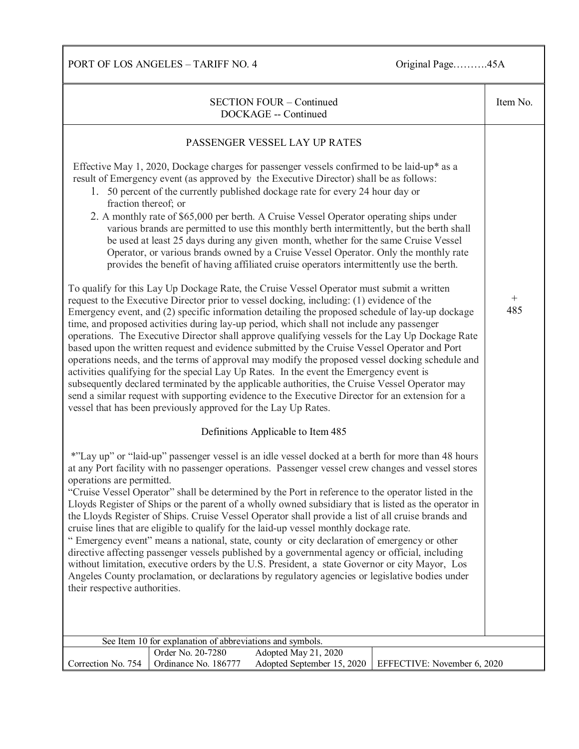SECTION FOUR – Continued
DOCKAGE -- Continued

Item No. + 485

## PASSENGER VESSEL LAY UP RATES

Effective May 1, 2020, Dockage charges for passenger vessels confirmed to be laid-up* as a result of Emergency event (as approved by the Executive Director) shall be as follows:

1. 50 percent of the currently published dockage rate for every 24 hour day or fraction thereof; or
2. A monthly rate of $65,000 per berth. A Cruise Vessel Operator operating ships under various brands are permitted to use this monthly berth intermittently, but the berth shall be used at least 25 days during any given month, whether for the same Cruise Vessel Operator, or various brands owned by a Cruise Vessel Operator. Only the monthly rate provides the benefit of having affiliated cruise operators intermittently use the berth.

To qualify for this Lay Up Dockage Rate, the Cruise Vessel Operator must submit a written request to the Executive Director prior to vessel docking, including: (1) evidence of the Emergency event, and (2) specific information detailing the proposed schedule of lay-up dockage time, and proposed activities during lay-up period, which shall not include any passenger operations. The Executive Director shall approve qualifying vessels for the Lay Up Dockage Rate based upon the written request and evidence submitted by the Cruise Vessel Operator and Port operations needs, and the terms of approval may modify the proposed vessel docking schedule and activities qualifying for the special Lay Up Rates. In the event the Emergency event is subsequently declared terminated by the applicable authorities, the Cruise Vessel Operator may send a similar request with supporting evidence to the Executive Director for an extension for a vessel that has been previously approved for the Lay Up Rates.

### Definitions Applicable to Item 485

*"Lay up" or "laid-up" passenger vessel is an idle vessel docked at a berth for more than 48 hours at any Port facility with no passenger operations. Passenger vessel crew changes and vessel stores operations are permitted.

"Cruise Vessel Operator" shall be determined by the Port in reference to the operator listed in the Lloyds Register of Ships or the parent of a wholly owned subsidiary that is listed as the operator in the Lloyds Register of Ships. Cruise Vessel Operator shall provide a list of all cruise brands and cruise lines that are eligible to qualify for the laid-up vessel monthly dockage rate.

" Emergency event" means a national, state, county or city declaration of emergency or other directive affecting passenger vessels published by a governmental agency or official, including without limitation, executive orders by the U.S. President, a state Governor or city Mayor, Los Angeles County proclamation, or declarations by regulatory agencies or legislative bodies under their respective authorities.

See Item 10 for explanation of abbreviations and symbols.

| | | | |
|---|---|---|---|
| Correction No. 754 | Order No. 20-7280<br>Ordinance No. 186777 | Adopted May 21, 2020<br>Adopted September 15, 2020 | EFFECTIVE: November 6, 2020 |